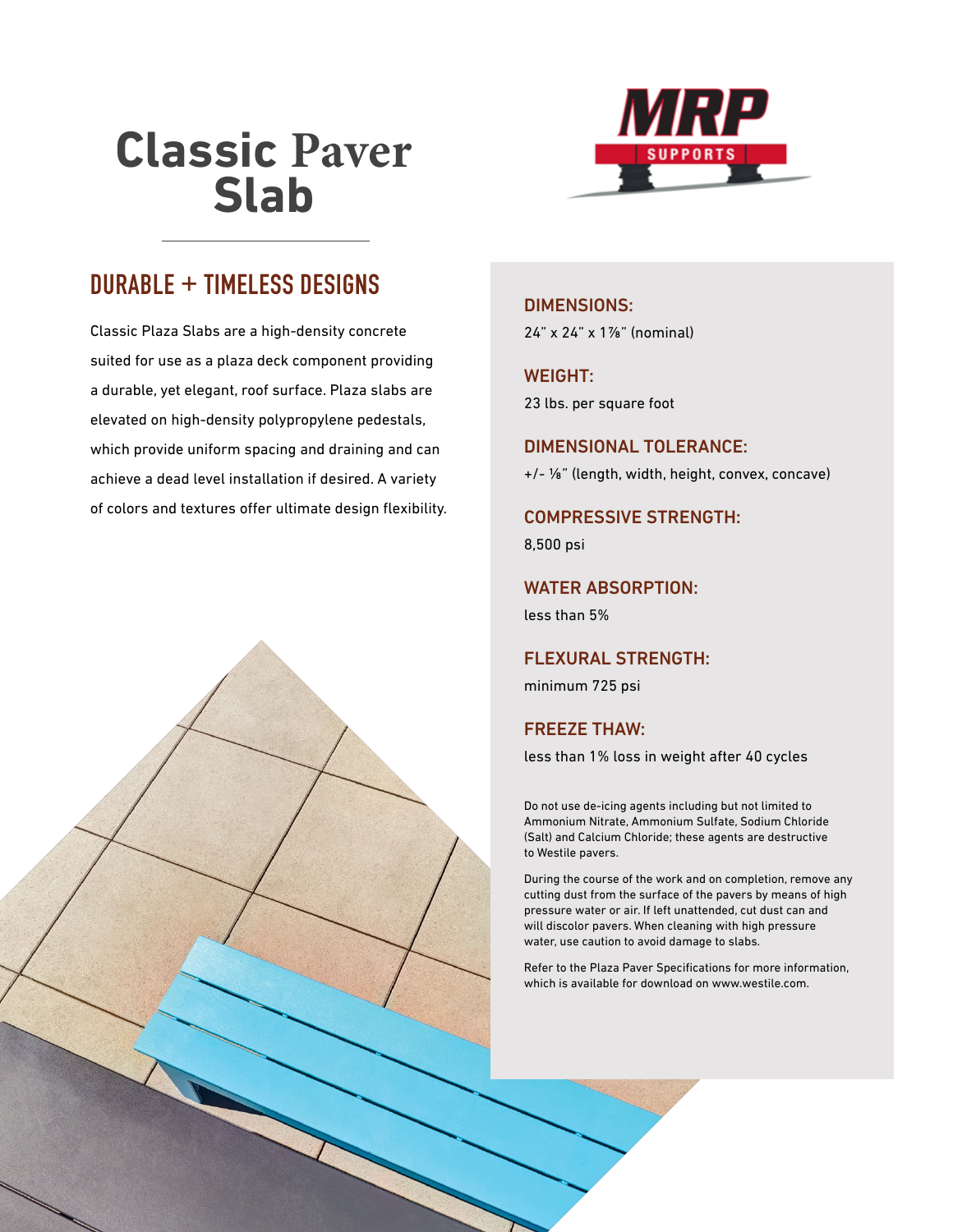# Classic Paver Slab

## DURABLE + TIMELESS DESIGNS

Classic Plaza Slabs are a high-density concrete suited for use as a plaza deck component providing a durable, yet elegant, roof surface. Plaza slabs are elevated on high-density polypropylene pedestals, which provide uniform spacing and draining and can achieve a dead level installation if desired. A variety of colors and textures offer ultimate design flexibility.

### DIMENSIONS:

24" x 24" x 1⅞" (nominal)

### WEIGHT:

23 lbs. per square foot

### DIMENSIONAL TOLERANCE:

+/- ⅛" (length, width, height, convex, concave)

### COMPRESSIVE STRENGTH:

8,500 psi

### WATER ABSORPTION:

less than 5%

### FLEXURAL STRENGTH:

minimum 725 psi

### FREEZE THAW:

less than 1% loss in weight after 40 cycles

Do not use de-icing agents including but not limited to Ammonium Nitrate, Ammonium Sulfate, Sodium Chloride (Salt) and Calcium Chloride; these agents are destructive to Westile pavers.

During the course of the work and on completion, remove any cutting dust from the surface of the pavers by means of high pressure water or air. If left unattended, cut dust can and will discolor pavers. When cleaning with high pressure water, use caution to avoid damage to slabs.

Refer to the Plaza Paver Specifications for more information, which is available for download on www.westile.com.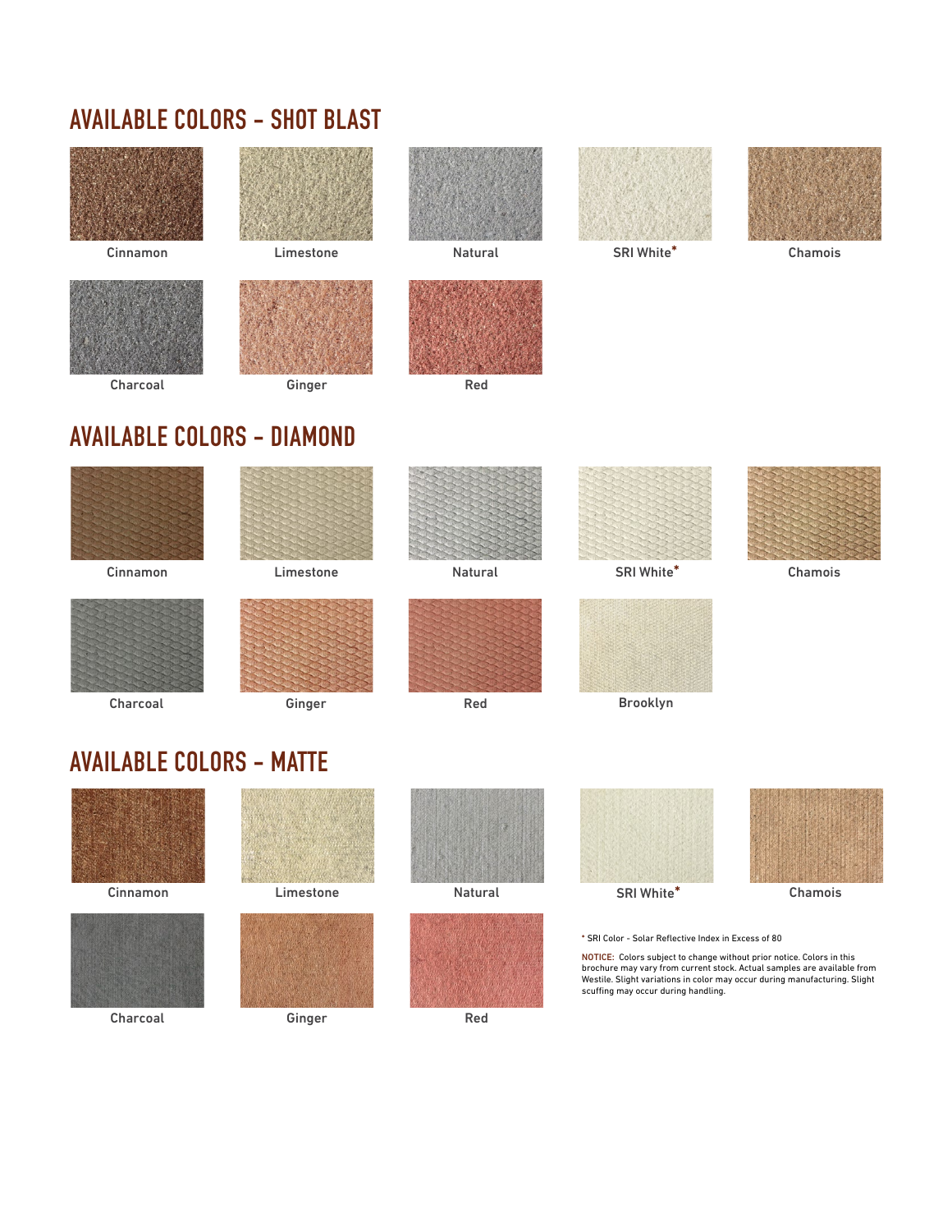## AVAILABLE COLORS – SHOT BLAST

Cinnamon

Limestone

Natural

SRI White*

Chamois

Charcoal

Ginger

Red

## AVAILABLE COLORS – DIAMOND

Cinnamon

Limestone

Natural

SRI White*

Chamois

Charcoal

Ginger

Red

Brooklyn

## AVAILABLE COLORS – MATTE

Cinnamon

Limestone

Natural

SRI White*

Chamois

Charcoal

Ginger

Red

* SRI Color - Solar Reflective Index in Excess of 80

**NOTICE:** Colors subject to change without prior notice. Colors in this brochure may vary from current stock. Actual samples are available from Westile. Slight variations in color may occur during manufacturing. Slight scuffing may occur during handling.